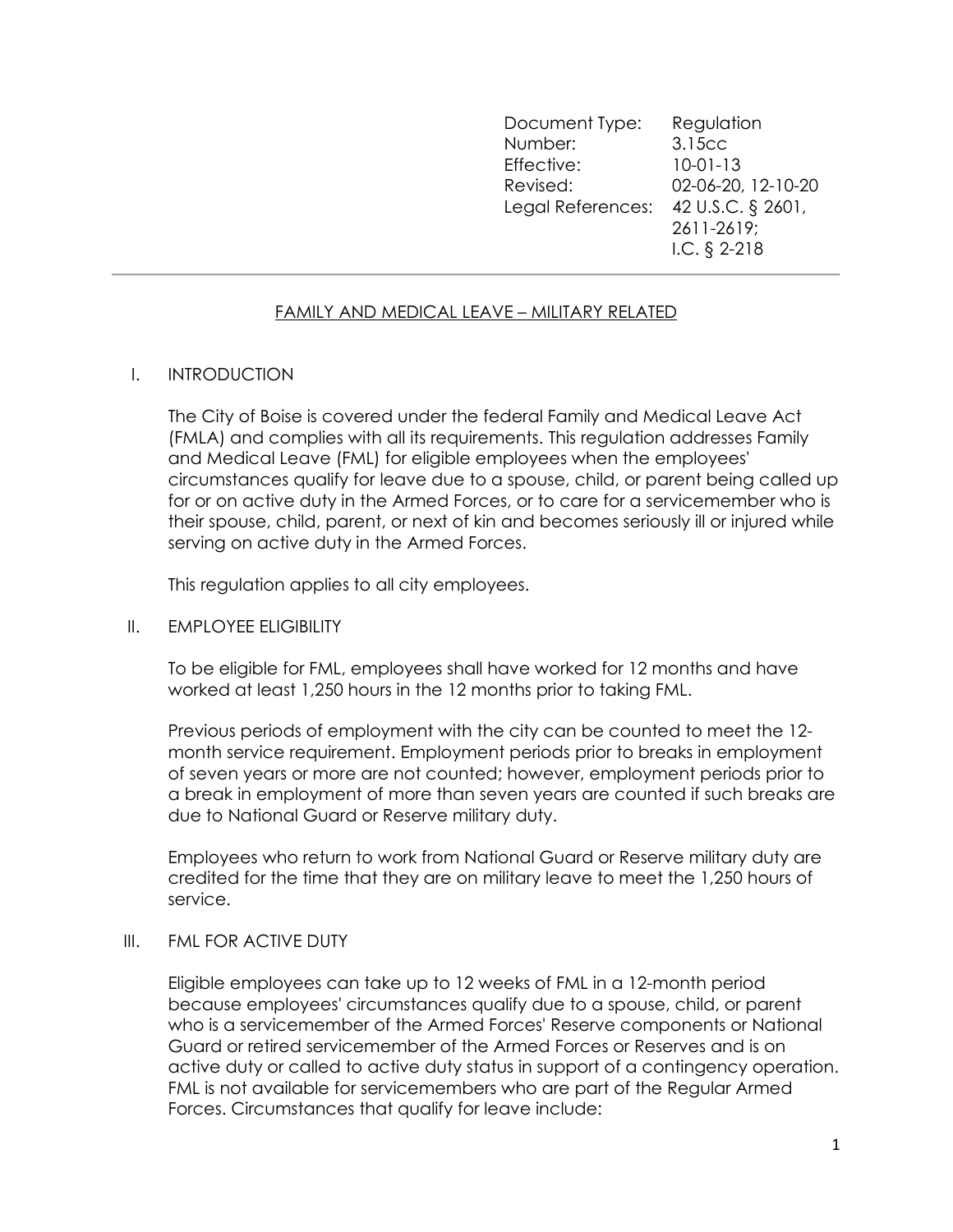| | |
|---|---|
| Document Type: | Regulation |
| Number: | 3.15cc |
| Effective: | 10-01-13 |
| Revised: | 02-06-20, 12-10-20 |
| Legal References: | 42 U.S.C. § 2601, 2611-2619; I.C. § 2-218 |

---

# FAMILY AND MEDICAL LEAVE – MILITARY RELATED

## I. INTRODUCTION

The City of Boise is covered under the federal Family and Medical Leave Act (FMLA) and complies with all its requirements. This regulation addresses Family and Medical Leave (FML) for eligible employees when the employees' circumstances qualify for leave due to a spouse, child, or parent being called up for or on active duty in the Armed Forces, or to care for a servicemember who is their spouse, child, parent, or next of kin and becomes seriously ill or injured while serving on active duty in the Armed Forces.

This regulation applies to all city employees.

## II. EMPLOYEE ELIGIBILITY

To be eligible for FML, employees shall have worked for 12 months and have worked at least 1,250 hours in the 12 months prior to taking FML.

Previous periods of employment with the city can be counted to meet the 12-month service requirement. Employment periods prior to breaks in employment of seven years or more are not counted; however, employment periods prior to a break in employment of more than seven years are counted if such breaks are due to National Guard or Reserve military duty.

Employees who return to work from National Guard or Reserve military duty are credited for the time that they are on military leave to meet the 1,250 hours of service.

## III. FML FOR ACTIVE DUTY

Eligible employees can take up to 12 weeks of FML in a 12-month period because employees' circumstances qualify due to a spouse, child, or parent who is a servicemember of the Armed Forces' Reserve components or National Guard or retired servicemember of the Armed Forces or Reserves and is on active duty or called to active duty status in support of a contingency operation. FML is not available for servicemembers who are part of the Regular Armed Forces. Circumstances that qualify for leave include: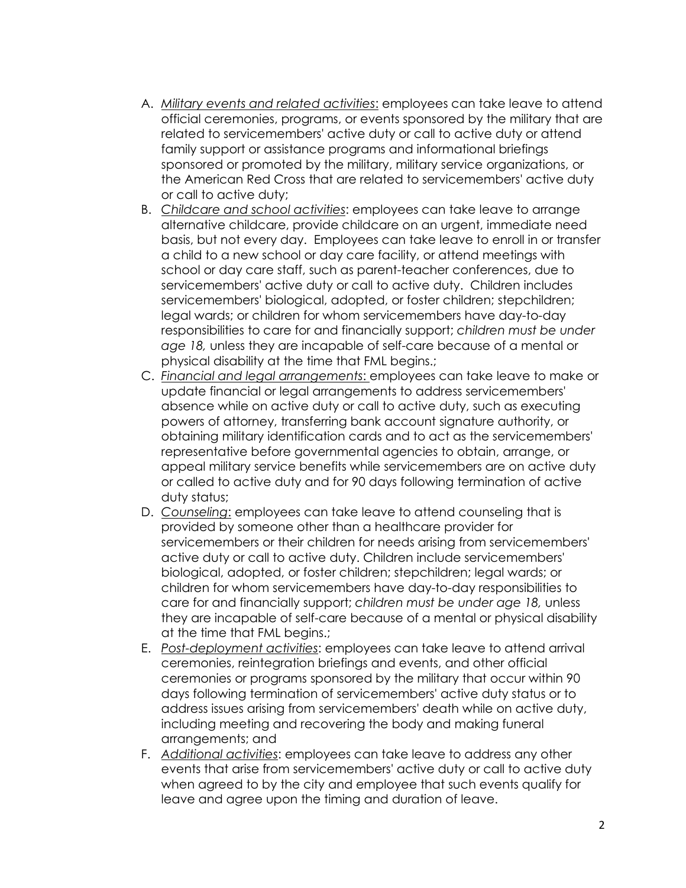A. *Military events and related activities*: employees can take leave to attend official ceremonies, programs, or events sponsored by the military that are related to servicemembers' active duty or call to active duty or attend family support or assistance programs and informational briefings sponsored or promoted by the military, military service organizations, or the American Red Cross that are related to servicemembers' active duty or call to active duty;
B. *Childcare and school activities*: employees can take leave to arrange alternative childcare, provide childcare on an urgent, immediate need basis, but not every day. Employees can take leave to enroll in or transfer a child to a new school or day care facility, or attend meetings with school or day care staff, such as parent-teacher conferences, due to servicemembers' active duty or call to active duty. Children includes servicemembers' biological, adopted, or foster children; stepchildren; legal wards; or children for whom servicemembers have day-to-day responsibilities to care for and financially support; *children must be under age 18,* unless they are incapable of self-care because of a mental or physical disability at the time that FML begins.;
C. *Financial and legal arrangements*: employees can take leave to make or update financial or legal arrangements to address servicemembers' absence while on active duty or call to active duty, such as executing powers of attorney, transferring bank account signature authority, or obtaining military identification cards and to act as the servicemembers' representative before governmental agencies to obtain, arrange, or appeal military service benefits while servicemembers are on active duty or called to active duty and for 90 days following termination of active duty status;
D. *Counseling*: employees can take leave to attend counseling that is provided by someone other than a healthcare provider for servicemembers or their children for needs arising from servicemembers' active duty or call to active duty. Children include servicemembers' biological, adopted, or foster children; stepchildren; legal wards; or children for whom servicemembers have day-to-day responsibilities to care for and financially support; *children must be under age 18,* unless they are incapable of self-care because of a mental or physical disability at the time that FML begins.;
E. *Post-deployment activities*: employees can take leave to attend arrival ceremonies, reintegration briefings and events, and other official ceremonies or programs sponsored by the military that occur within 90 days following termination of servicemembers' active duty status or to address issues arising from servicemembers' death while on active duty, including meeting and recovering the body and making funeral arrangements; and
F. *Additional activities*: employees can take leave to address any other events that arise from servicemembers' active duty or call to active duty when agreed to by the city and employee that such events qualify for leave and agree upon the timing and duration of leave.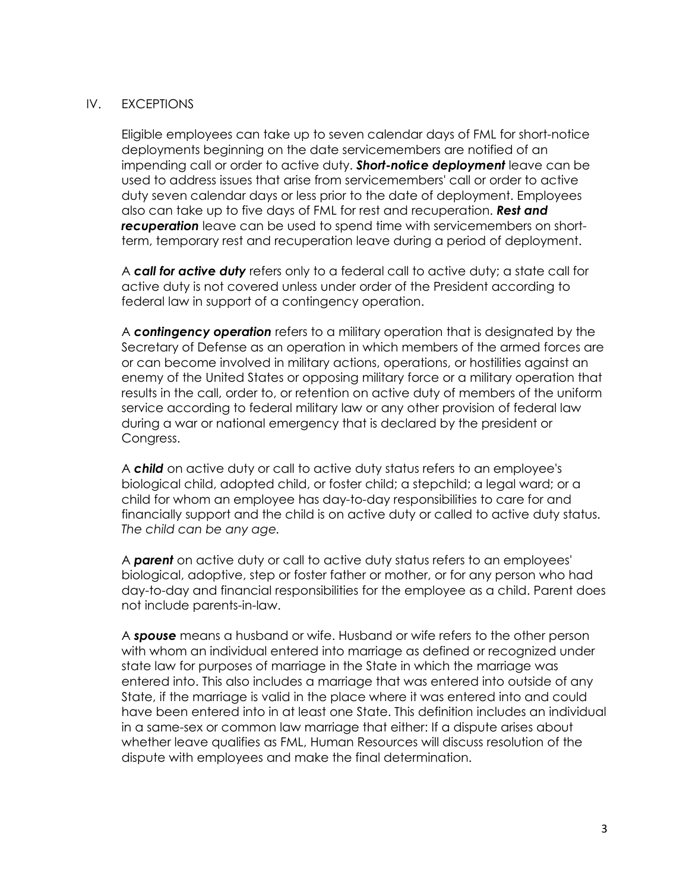## IV. EXCEPTIONS

Eligible employees can take up to seven calendar days of FML for short-notice deployments beginning on the date servicemembers are notified of an impending call or order to active duty. ***Short-notice deployment*** leave can be used to address issues that arise from servicemembers' call or order to active duty seven calendar days or less prior to the date of deployment. Employees also can take up to five days of FML for rest and recuperation. ***Rest and recuperation*** leave can be used to spend time with servicemembers on short-term, temporary rest and recuperation leave during a period of deployment.

A ***call for active duty*** refers only to a federal call to active duty; a state call for active duty is not covered unless under order of the President according to federal law in support of a contingency operation.

A ***contingency operation*** refers to a military operation that is designated by the Secretary of Defense as an operation in which members of the armed forces are or can become involved in military actions, operations, or hostilities against an enemy of the United States or opposing military force or a military operation that results in the call, order to, or retention on active duty of members of the uniform service according to federal military law or any other provision of federal law during a war or national emergency that is declared by the president or Congress.

A ***child*** on active duty or call to active duty status refers to an employee's biological child, adopted child, or foster child; a stepchild; a legal ward; or a child for whom an employee has day-to-day responsibilities to care for and financially support and the child is on active duty or called to active duty status. *The child can be any age.*

A ***parent*** on active duty or call to active duty status refers to an employees' biological, adoptive, step or foster father or mother, or for any person who had day-to-day and financial responsibilities for the employee as a child. Parent does not include parents-in-law.

A ***spouse*** means a husband or wife. Husband or wife refers to the other person with whom an individual entered into marriage as defined or recognized under state law for purposes of marriage in the State in which the marriage was entered into. This also includes a marriage that was entered into outside of any State, if the marriage is valid in the place where it was entered into and could have been entered into in at least one State. This definition includes an individual in a same-sex or common law marriage that either: If a dispute arises about whether leave qualifies as FML, Human Resources will discuss resolution of the dispute with employees and make the final determination.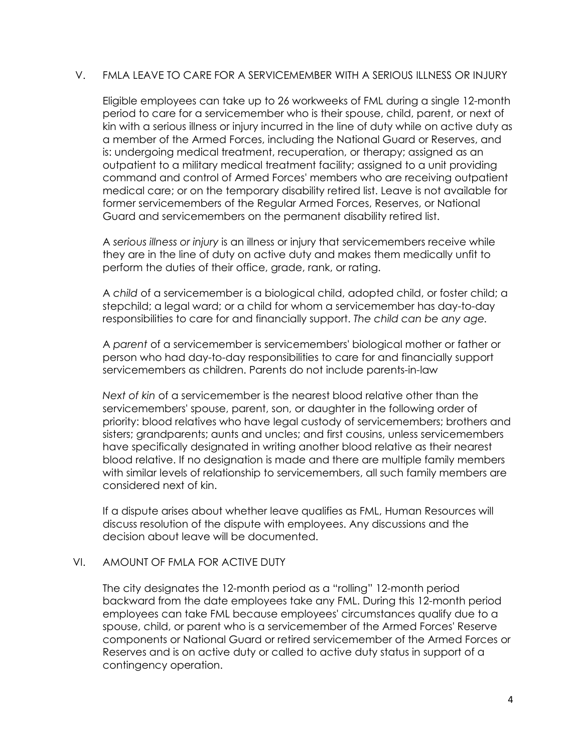## V. FMLA LEAVE TO CARE FOR A SERVICEMEMBER WITH A SERIOUS ILLNESS OR INJURY

Eligible employees can take up to 26 workweeks of FML during a single 12-month period to care for a servicemember who is their spouse, child, parent, or next of kin with a serious illness or injury incurred in the line of duty while on active duty as a member of the Armed Forces, including the National Guard or Reserves, and is: undergoing medical treatment, recuperation, or therapy; assigned as an outpatient to a military medical treatment facility; assigned to a unit providing command and control of Armed Forces' members who are receiving outpatient medical care; or on the temporary disability retired list. Leave is not available for former servicemembers of the Regular Armed Forces, Reserves, or National Guard and servicemembers on the permanent disability retired list.

A *serious illness or injury* is an illness or injury that servicemembers receive while they are in the line of duty on active duty and makes them medically unfit to perform the duties of their office, grade, rank, or rating.

A *child* of a servicemember is a biological child, adopted child, or foster child; a stepchild; a legal ward; or a child for whom a servicemember has day-to-day responsibilities to care for and financially support. *The child can be any age.*

A *parent* of a servicemember is servicemembers' biological mother or father or person who had day-to-day responsibilities to care for and financially support servicemembers as children. Parents do not include parents-in-law

*Next of kin* of a servicemember is the nearest blood relative other than the servicemembers' spouse, parent, son, or daughter in the following order of priority: blood relatives who have legal custody of servicemembers; brothers and sisters; grandparents; aunts and uncles; and first cousins, unless servicemembers have specifically designated in writing another blood relative as their nearest blood relative. If no designation is made and there are multiple family members with similar levels of relationship to servicemembers, all such family members are considered next of kin.

If a dispute arises about whether leave qualifies as FML, Human Resources will discuss resolution of the dispute with employees. Any discussions and the decision about leave will be documented.

## VI. AMOUNT OF FMLA FOR ACTIVE DUTY

The city designates the 12-month period as a "rolling" 12-month period backward from the date employees take any FML. During this 12-month period employees can take FML because employees' circumstances qualify due to a spouse, child, or parent who is a servicemember of the Armed Forces' Reserve components or National Guard or retired servicemember of the Armed Forces or Reserves and is on active duty or called to active duty status in support of a contingency operation.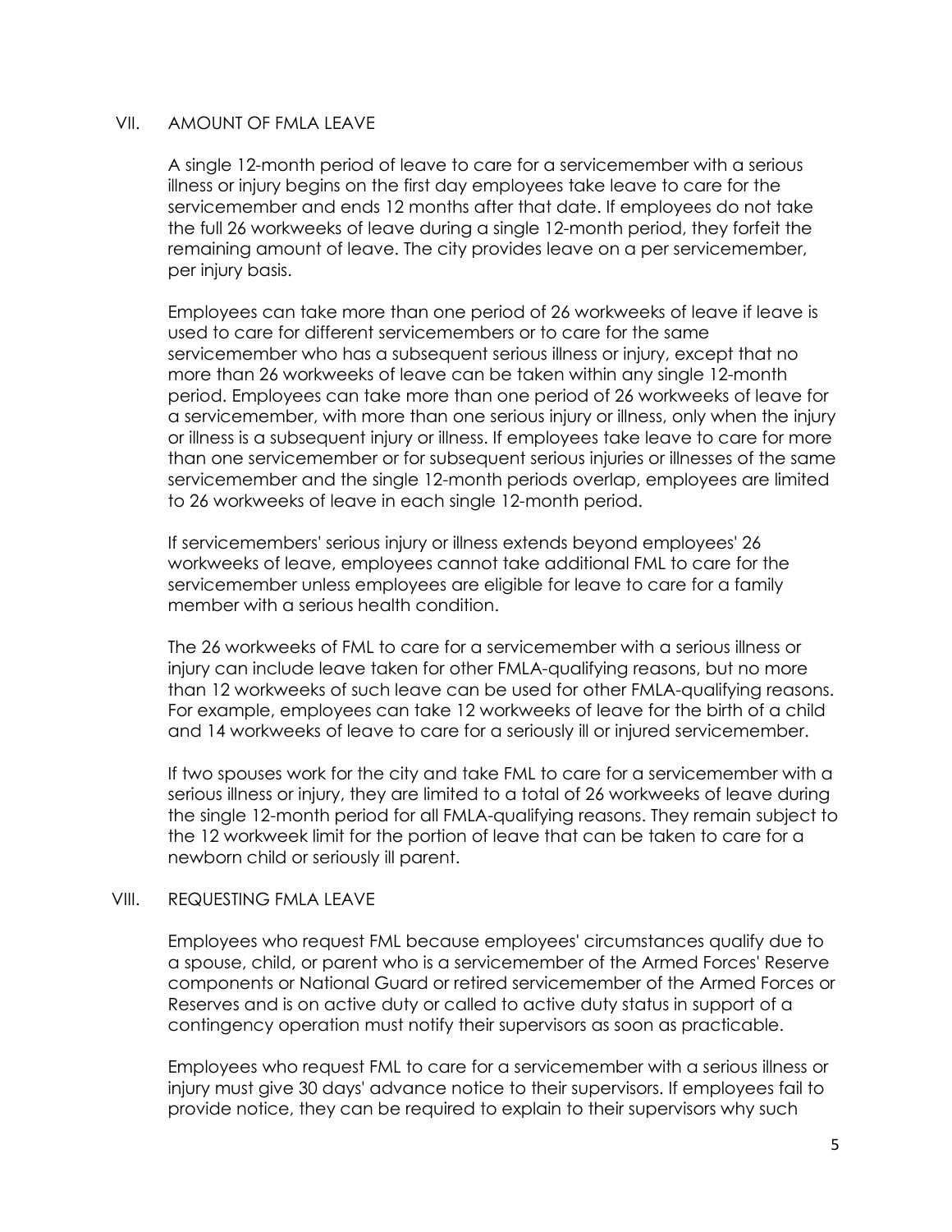## VII. AMOUNT OF FMLA LEAVE

A single 12-month period of leave to care for a servicemember with a serious illness or injury begins on the first day employees take leave to care for the servicemember and ends 12 months after that date. If employees do not take the full 26 workweeks of leave during a single 12-month period, they forfeit the remaining amount of leave. The city provides leave on a per servicemember, per injury basis.

Employees can take more than one period of 26 workweeks of leave if leave is used to care for different servicemembers or to care for the same servicemember who has a subsequent serious illness or injury, except that no more than 26 workweeks of leave can be taken within any single 12-month period. Employees can take more than one period of 26 workweeks of leave for a servicemember, with more than one serious injury or illness, only when the injury or illness is a subsequent injury or illness. If employees take leave to care for more than one servicemember or for subsequent serious injuries or illnesses of the same servicemember and the single 12-month periods overlap, employees are limited to 26 workweeks of leave in each single 12-month period.

If servicemembers' serious injury or illness extends beyond employees' 26 workweeks of leave, employees cannot take additional FML to care for the servicemember unless employees are eligible for leave to care for a family member with a serious health condition.

The 26 workweeks of FML to care for a servicemember with a serious illness or injury can include leave taken for other FMLA-qualifying reasons, but no more than 12 workweeks of such leave can be used for other FMLA-qualifying reasons. For example, employees can take 12 workweeks of leave for the birth of a child and 14 workweeks of leave to care for a seriously ill or injured servicemember.

If two spouses work for the city and take FML to care for a servicemember with a serious illness or injury, they are limited to a total of 26 workweeks of leave during the single 12-month period for all FMLA-qualifying reasons. They remain subject to the 12 workweek limit for the portion of leave that can be taken to care for a newborn child or seriously ill parent.

## VIII. REQUESTING FMLA LEAVE

Employees who request FML because employees' circumstances qualify due to a spouse, child, or parent who is a servicemember of the Armed Forces' Reserve components or National Guard or retired servicemember of the Armed Forces or Reserves and is on active duty or called to active duty status in support of a contingency operation must notify their supervisors as soon as practicable.

Employees who request FML to care for a servicemember with a serious illness or injury must give 30 days' advance notice to their supervisors. If employees fail to provide notice, they can be required to explain to their supervisors why such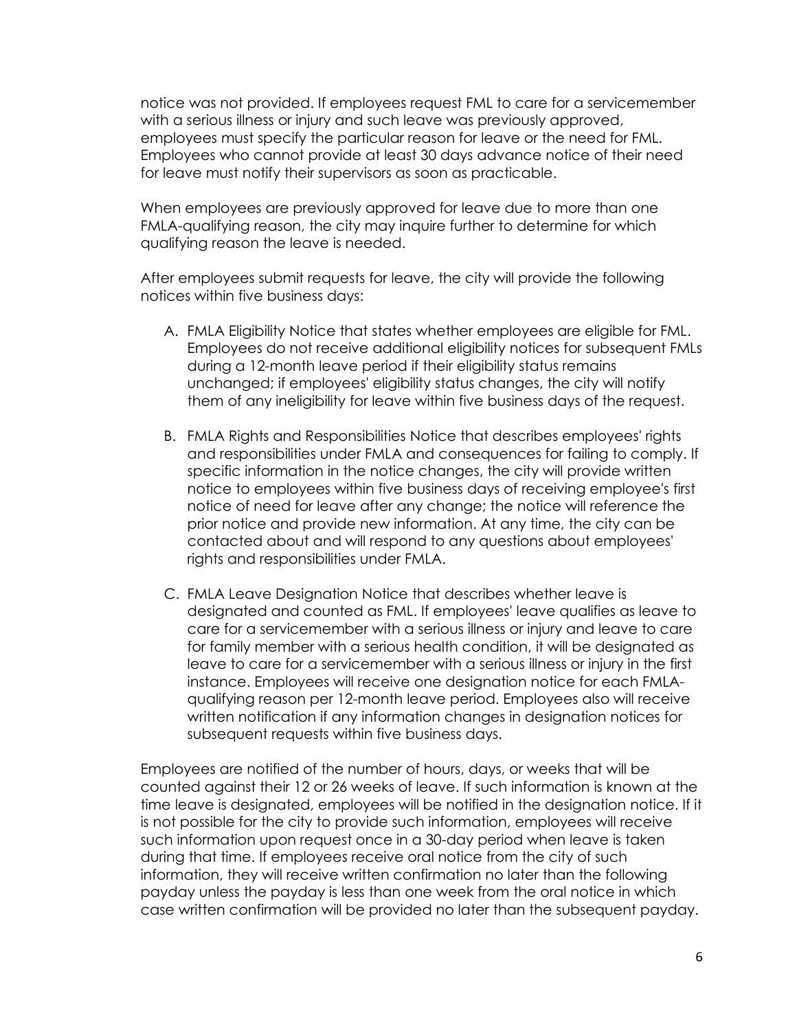notice was not provided. If employees request FML to care for a servicemember with a serious illness or injury and such leave was previously approved, employees must specify the particular reason for leave or the need for FML. Employees who cannot provide at least 30 days advance notice of their need for leave must notify their supervisors as soon as practicable.

When employees are previously approved for leave due to more than one FMLA-qualifying reason, the city may inquire further to determine for which qualifying reason the leave is needed.

After employees submit requests for leave, the city will provide the following notices within five business days:

A. FMLA Eligibility Notice that states whether employees are eligible for FML. Employees do not receive additional eligibility notices for subsequent FMLs during a 12-month leave period if their eligibility status remains unchanged; if employees' eligibility status changes, the city will notify them of any ineligibility for leave within five business days of the request.

B. FMLA Rights and Responsibilities Notice that describes employees' rights and responsibilities under FMLA and consequences for failing to comply. If specific information in the notice changes, the city will provide written notice to employees within five business days of receiving employee's first notice of need for leave after any change; the notice will reference the prior notice and provide new information. At any time, the city can be contacted about and will respond to any questions about employees' rights and responsibilities under FMLA.

C. FMLA Leave Designation Notice that describes whether leave is designated and counted as FML. If employees' leave qualifies as leave to care for a servicemember with a serious illness or injury and leave to care for family member with a serious health condition, it will be designated as leave to care for a servicemember with a serious illness or injury in the first instance. Employees will receive one designation notice for each FMLA-qualifying reason per 12-month leave period. Employees also will receive written notification if any information changes in designation notices for subsequent requests within five business days.

Employees are notified of the number of hours, days, or weeks that will be counted against their 12 or 26 weeks of leave. If such information is known at the time leave is designated, employees will be notified in the designation notice. If it is not possible for the city to provide such information, employees will receive such information upon request once in a 30-day period when leave is taken during that time. If employees receive oral notice from the city of such information, they will receive written confirmation no later than the following payday unless the payday is less than one week from the oral notice in which case written confirmation will be provided no later than the subsequent payday.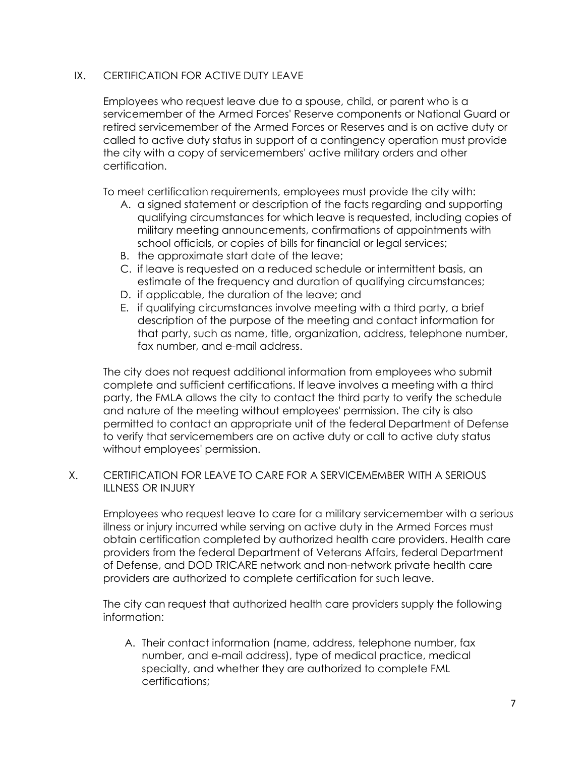## IX. CERTIFICATION FOR ACTIVE DUTY LEAVE

Employees who request leave due to a spouse, child, or parent who is a servicemember of the Armed Forces' Reserve components or National Guard or retired servicemember of the Armed Forces or Reserves and is on active duty or called to active duty status in support of a contingency operation must provide the city with a copy of servicemembers' active military orders and other certification.

To meet certification requirements, employees must provide the city with:

A. a signed statement or description of the facts regarding and supporting qualifying circumstances for which leave is requested, including copies of military meeting announcements, confirmations of appointments with school officials, or copies of bills for financial or legal services;
B. the approximate start date of the leave;
C. if leave is requested on a reduced schedule or intermittent basis, an estimate of the frequency and duration of qualifying circumstances;
D. if applicable, the duration of the leave; and
E. if qualifying circumstances involve meeting with a third party, a brief description of the purpose of the meeting and contact information for that party, such as name, title, organization, address, telephone number, fax number, and e-mail address.

The city does not request additional information from employees who submit complete and sufficient certifications. If leave involves a meeting with a third party, the FMLA allows the city to contact the third party to verify the schedule and nature of the meeting without employees' permission. The city is also permitted to contact an appropriate unit of the federal Department of Defense to verify that servicemembers are on active duty or call to active duty status without employees' permission.

## X. CERTIFICATION FOR LEAVE TO CARE FOR A SERVICEMEMBER WITH A SERIOUS ILLNESS OR INJURY

Employees who request leave to care for a military servicemember with a serious illness or injury incurred while serving on active duty in the Armed Forces must obtain certification completed by authorized health care providers. Health care providers from the federal Department of Veterans Affairs, federal Department of Defense, and DOD TRICARE network and non-network private health care providers are authorized to complete certification for such leave.

The city can request that authorized health care providers supply the following information:

A. Their contact information (name, address, telephone number, fax number, and e-mail address), type of medical practice, medical specialty, and whether they are authorized to complete FML certifications;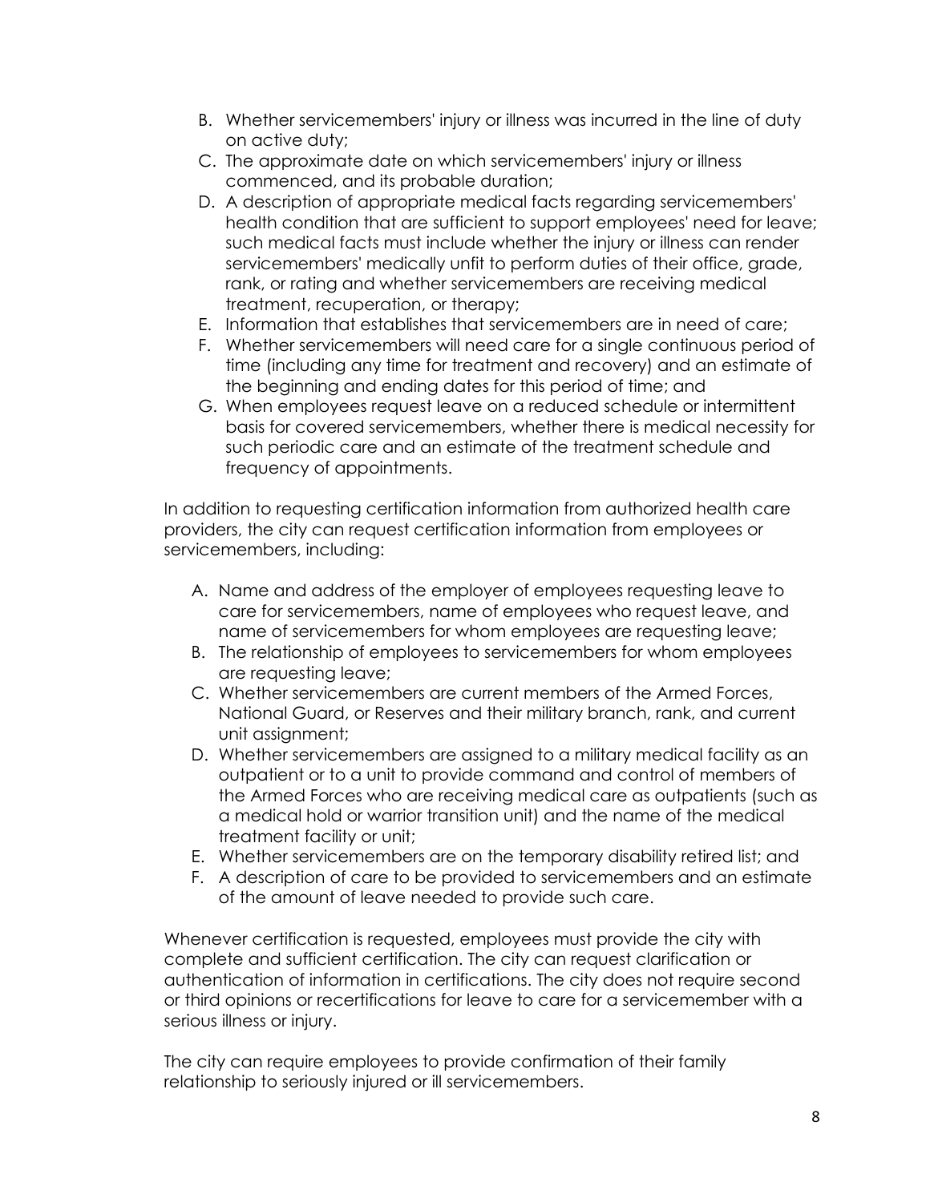B. Whether servicemembers' injury or illness was incurred in the line of duty on active duty;
C. The approximate date on which servicemembers' injury or illness commenced, and its probable duration;
D. A description of appropriate medical facts regarding servicemembers' health condition that are sufficient to support employees' need for leave; such medical facts must include whether the injury or illness can render servicemembers' medically unfit to perform duties of their office, grade, rank, or rating and whether servicemembers are receiving medical treatment, recuperation, or therapy;
E. Information that establishes that servicemembers are in need of care;
F. Whether servicemembers will need care for a single continuous period of time (including any time for treatment and recovery) and an estimate of the beginning and ending dates for this period of time; and
G. When employees request leave on a reduced schedule or intermittent basis for covered servicemembers, whether there is medical necessity for such periodic care and an estimate of the treatment schedule and frequency of appointments.

In addition to requesting certification information from authorized health care providers, the city can request certification information from employees or servicemembers, including:

A. Name and address of the employer of employees requesting leave to care for servicemembers, name of employees who request leave, and name of servicemembers for whom employees are requesting leave;
B. The relationship of employees to servicemembers for whom employees are requesting leave;
C. Whether servicemembers are current members of the Armed Forces, National Guard, or Reserves and their military branch, rank, and current unit assignment;
D. Whether servicemembers are assigned to a military medical facility as an outpatient or to a unit to provide command and control of members of the Armed Forces who are receiving medical care as outpatients (such as a medical hold or warrior transition unit) and the name of the medical treatment facility or unit;
E. Whether servicemembers are on the temporary disability retired list; and
F. A description of care to be provided to servicemembers and an estimate of the amount of leave needed to provide such care.

Whenever certification is requested, employees must provide the city with complete and sufficient certification. The city can request clarification or authentication of information in certifications. The city does not require second or third opinions or recertifications for leave to care for a servicemember with a serious illness or injury.

The city can require employees to provide confirmation of their family relationship to seriously injured or ill servicemembers.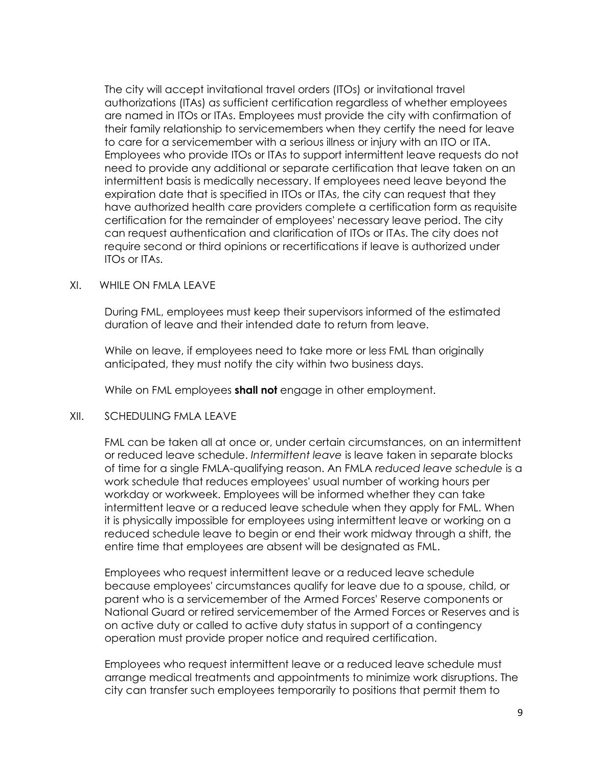The city will accept invitational travel orders (ITOs) or invitational travel authorizations (ITAs) as sufficient certification regardless of whether employees are named in ITOs or ITAs. Employees must provide the city with confirmation of their family relationship to servicemembers when they certify the need for leave to care for a servicemember with a serious illness or injury with an ITO or ITA. Employees who provide ITOs or ITAs to support intermittent leave requests do not need to provide any additional or separate certification that leave taken on an intermittent basis is medically necessary. If employees need leave beyond the expiration date that is specified in ITOs or ITAs, the city can request that they have authorized health care providers complete a certification form as requisite certification for the remainder of employees' necessary leave period. The city can request authentication and clarification of ITOs or ITAs. The city does not require second or third opinions or recertifications if leave is authorized under ITOs or ITAs.

## XI. WHILE ON FMLA LEAVE

During FML, employees must keep their supervisors informed of the estimated duration of leave and their intended date to return from leave.

While on leave, if employees need to take more or less FML than originally anticipated, they must notify the city within two business days.

While on FML employees **shall not** engage in other employment.

## XII. SCHEDULING FMLA LEAVE

FML can be taken all at once or, under certain circumstances, on an intermittent or reduced leave schedule. *Intermittent leave* is leave taken in separate blocks of time for a single FMLA-qualifying reason. An FMLA *reduced leave schedule* is a work schedule that reduces employees' usual number of working hours per workday or workweek. Employees will be informed whether they can take intermittent leave or a reduced leave schedule when they apply for FML. When it is physically impossible for employees using intermittent leave or working on a reduced schedule leave to begin or end their work midway through a shift, the entire time that employees are absent will be designated as FML.

Employees who request intermittent leave or a reduced leave schedule because employees' circumstances qualify for leave due to a spouse, child, or parent who is a servicemember of the Armed Forces' Reserve components or National Guard or retired servicemember of the Armed Forces or Reserves and is on active duty or called to active duty status in support of a contingency operation must provide proper notice and required certification.

Employees who request intermittent leave or a reduced leave schedule must arrange medical treatments and appointments to minimize work disruptions. The city can transfer such employees temporarily to positions that permit them to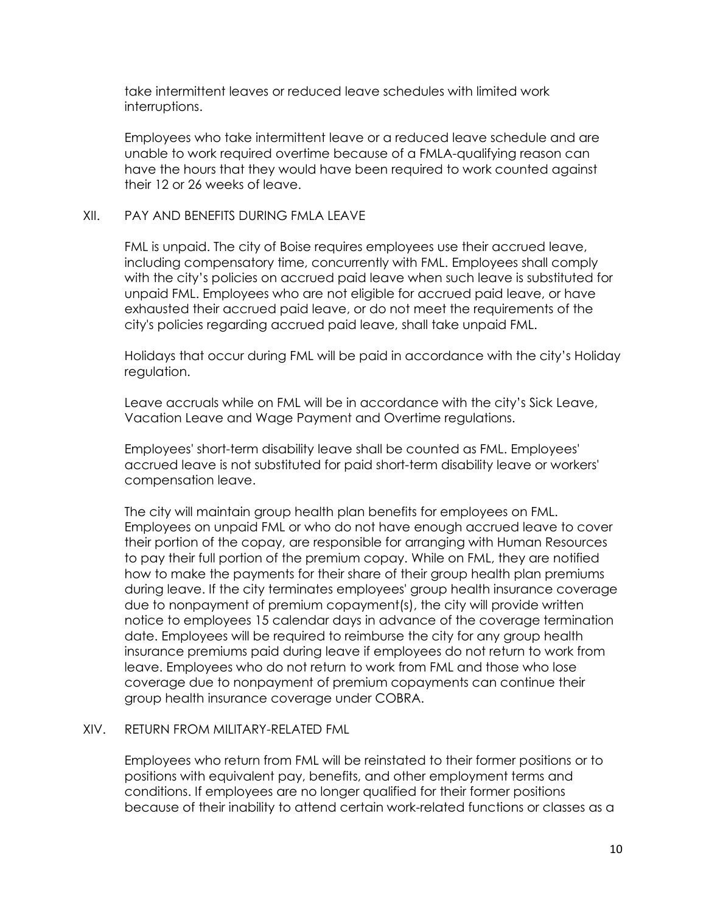take intermittent leaves or reduced leave schedules with limited work interruptions.

Employees who take intermittent leave or a reduced leave schedule and are unable to work required overtime because of a FMLA-qualifying reason can have the hours that they would have been required to work counted against their 12 or 26 weeks of leave.

## XII. PAY AND BENEFITS DURING FMLA LEAVE

FML is unpaid. The city of Boise requires employees use their accrued leave, including compensatory time, concurrently with FML. Employees shall comply with the city's policies on accrued paid leave when such leave is substituted for unpaid FML. Employees who are not eligible for accrued paid leave, or have exhausted their accrued paid leave, or do not meet the requirements of the city's policies regarding accrued paid leave, shall take unpaid FML.

Holidays that occur during FML will be paid in accordance with the city's Holiday regulation.

Leave accruals while on FML will be in accordance with the city's Sick Leave, Vacation Leave and Wage Payment and Overtime regulations.

Employees' short-term disability leave shall be counted as FML. Employees' accrued leave is not substituted for paid short-term disability leave or workers' compensation leave.

The city will maintain group health plan benefits for employees on FML. Employees on unpaid FML or who do not have enough accrued leave to cover their portion of the copay, are responsible for arranging with Human Resources to pay their full portion of the premium copay. While on FML, they are notified how to make the payments for their share of their group health plan premiums during leave. If the city terminates employees' group health insurance coverage due to nonpayment of premium copayment(s), the city will provide written notice to employees 15 calendar days in advance of the coverage termination date. Employees will be required to reimburse the city for any group health insurance premiums paid during leave if employees do not return to work from leave. Employees who do not return to work from FML and those who lose coverage due to nonpayment of premium copayments can continue their group health insurance coverage under COBRA.

## XIV. RETURN FROM MILITARY-RELATED FML

Employees who return from FML will be reinstated to their former positions or to positions with equivalent pay, benefits, and other employment terms and conditions. If employees are no longer qualified for their former positions because of their inability to attend certain work-related functions or classes as a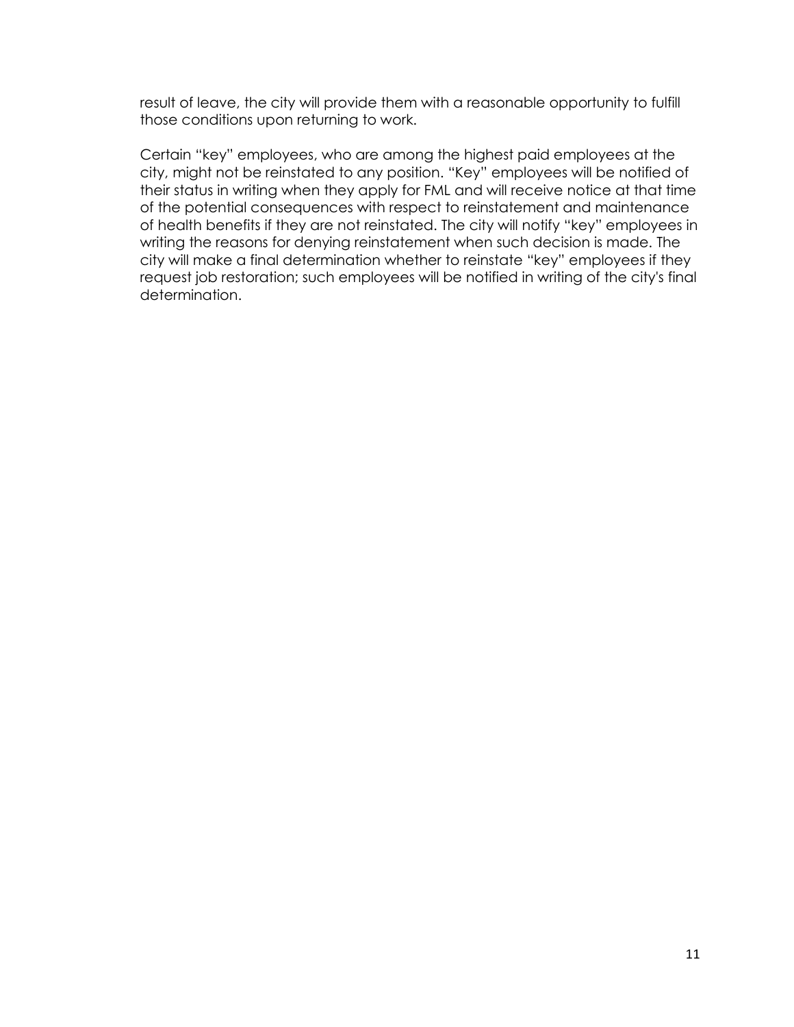result of leave, the city will provide them with a reasonable opportunity to fulfill those conditions upon returning to work.

Certain "key" employees, who are among the highest paid employees at the city, might not be reinstated to any position. "Key" employees will be notified of their status in writing when they apply for FML and will receive notice at that time of the potential consequences with respect to reinstatement and maintenance of health benefits if they are not reinstated. The city will notify "key" employees in writing the reasons for denying reinstatement when such decision is made. The city will make a final determination whether to reinstate "key" employees if they request job restoration; such employees will be notified in writing of the city's final determination.